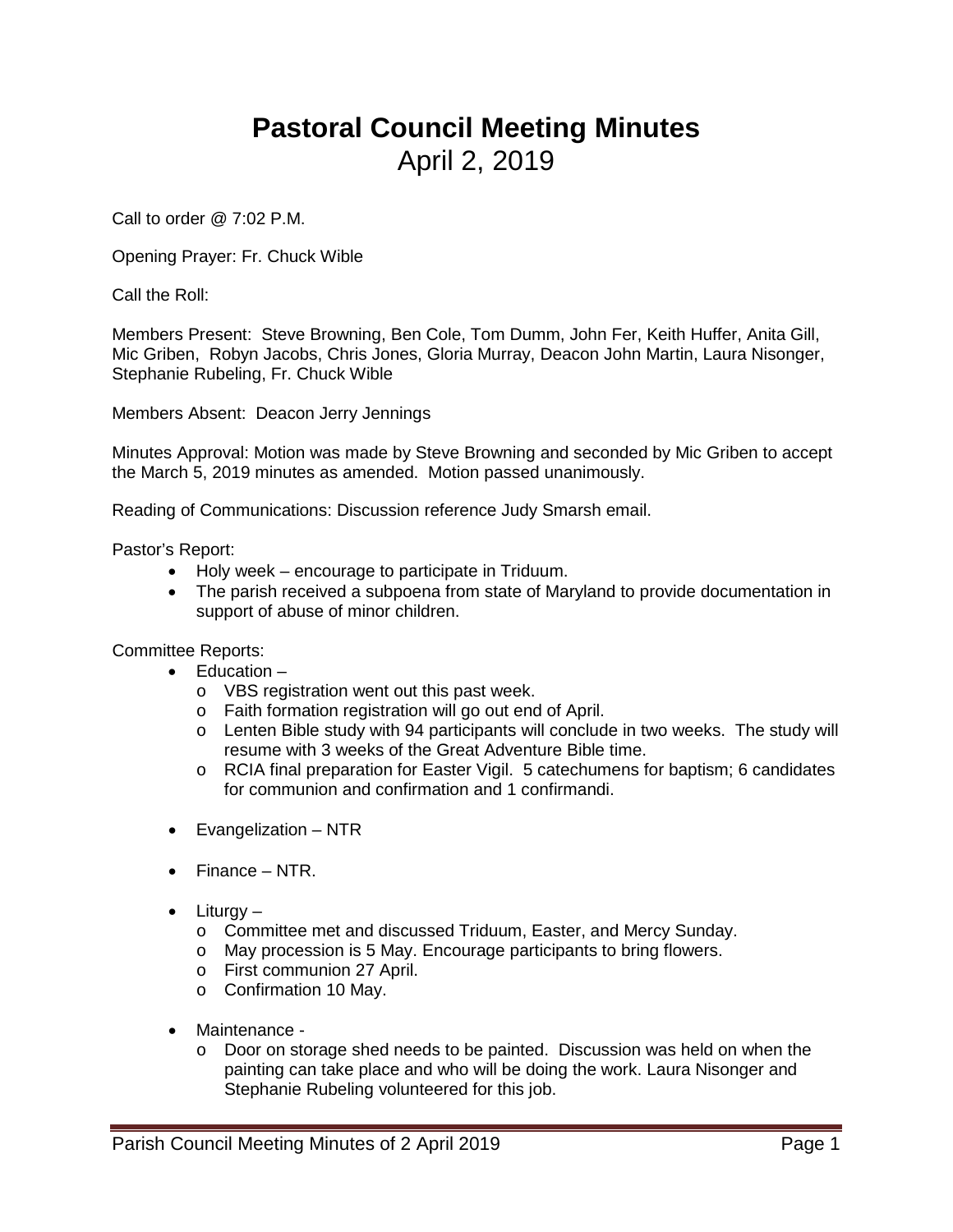# Pastoral Council Meeting Minutes

## April 2, 2019

Call to order @ 7:02 P.M.

Opening Prayer: Fr. Chuck Wible

Call the Roll:

Members Present: Steve Browning, Ben Cole, Tom Dumm, John Fer, Keith Huffer, Anita Gill, Mic Griben, Robyn Jacobs, Chris Jones, Gloria Murray, Deacon John Martin, Laura Nisonger, Stephanie Rubeling, Fr. Chuck Wible

Members Absent: Deacon Jerry Jennings

Minutes Approval: Motion was made by Steve Browning and seconded by Mic Griben to accept the March 5, 2019 minutes as amended. Motion passed unanimously.

Reading of Communications: Discussion reference Judy Smarsh email.

Pastor's Report:

- Holy week – encourage to participate in Triduum.
- The parish received a subpoena from state of Maryland to provide documentation in support of abuse of minor children.

Committee Reports:

- Education –
  - VBS registration went out this past week.
  - Faith formation registration will go out end of April.
  - Lenten Bible study with 94 participants will conclude in two weeks. The study will resume with 3 weeks of the Great Adventure Bible time.
  - RCIA final preparation for Easter Vigil. 5 catechumens for baptism; 6 candidates for communion and confirmation and 1 confirmandi.
- Evangelization – NTR
- Finance – NTR.
- Liturgy –
  - Committee met and discussed Triduum, Easter, and Mercy Sunday.
  - May procession is 5 May. Encourage participants to bring flowers.
  - First communion 27 April.
  - Confirmation 10 May.
- Maintenance -
  - Door on storage shed needs to be painted. Discussion was held on when the painting can take place and who will be doing the work. Laura Nisonger and Stephanie Rubeling volunteered for this job.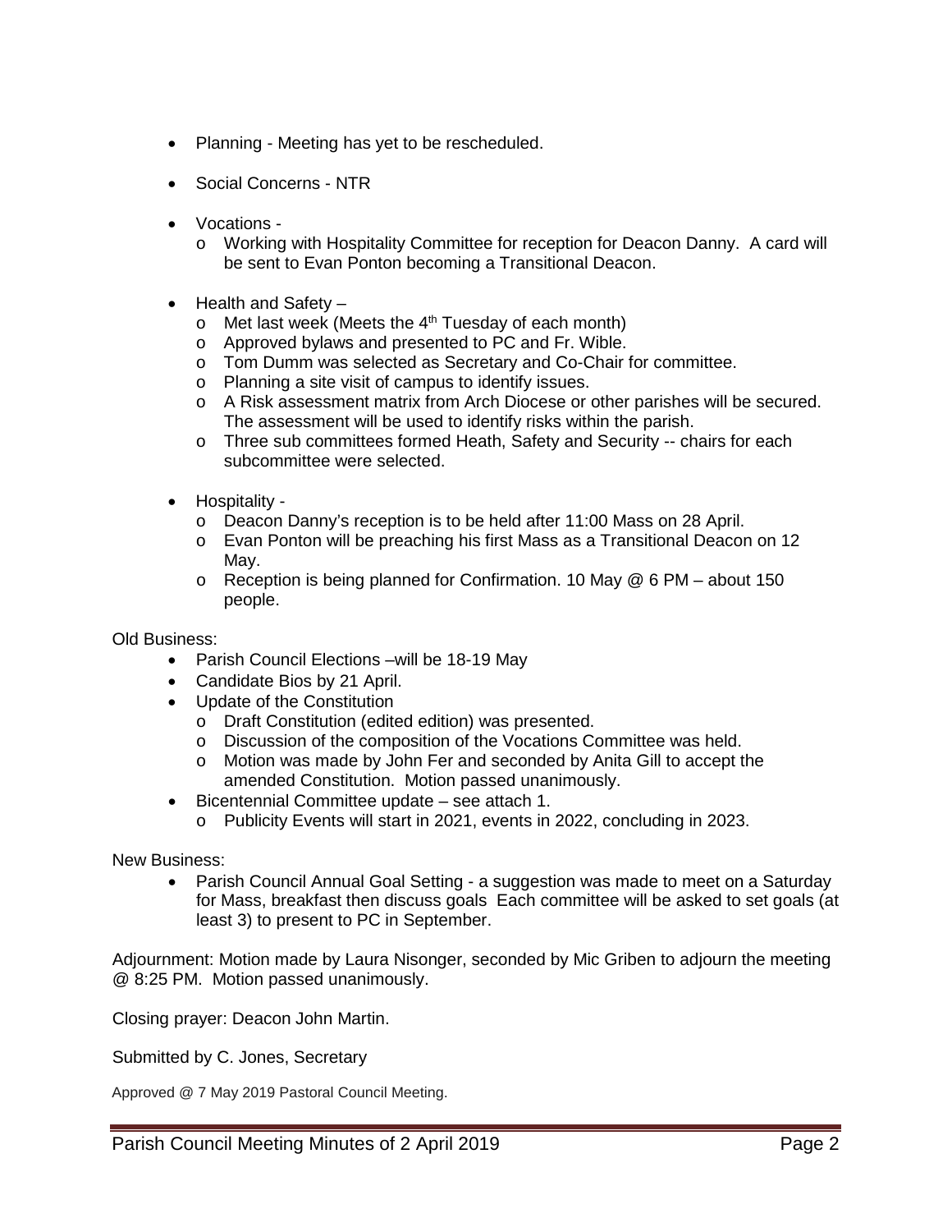- Planning - Meeting has yet to be rescheduled.
- Social Concerns - NTR
- Vocations -
  - Working with Hospitality Committee for reception for Deacon Danny. A card will be sent to Evan Ponton becoming a Transitional Deacon.
- Health and Safety –
  - Met last week (Meets the 4th Tuesday of each month)
  - Approved bylaws and presented to PC and Fr. Wible.
  - Tom Dumm was selected as Secretary and Co-Chair for committee.
  - Planning a site visit of campus to identify issues.
  - A Risk assessment matrix from Arch Diocese or other parishes will be secured. The assessment will be used to identify risks within the parish.
  - Three sub committees formed Heath, Safety and Security -- chairs for each subcommittee were selected.
- Hospitality -
  - Deacon Danny's reception is to be held after 11:00 Mass on 28 April.
  - Evan Ponton will be preaching his first Mass as a Transitional Deacon on 12 May.
  - Reception is being planned for Confirmation. 10 May @ 6 PM – about 150 people.

Old Business:

- Parish Council Elections –will be 18-19 May
- Candidate Bios by 21 April.
- Update of the Constitution
  - Draft Constitution (edited edition) was presented.
  - Discussion of the composition of the Vocations Committee was held.
  - Motion was made by John Fer and seconded by Anita Gill to accept the amended Constitution. Motion passed unanimously.
- Bicentennial Committee update – see attach 1.
  - Publicity Events will start in 2021, events in 2022, concluding in 2023.

New Business:

- Parish Council Annual Goal Setting - a suggestion was made to meet on a Saturday for Mass, breakfast then discuss goals Each committee will be asked to set goals (at least 3) to present to PC in September.

Adjournment: Motion made by Laura Nisonger, seconded by Mic Griben to adjourn the meeting @ 8:25 PM. Motion passed unanimously.

Closing prayer: Deacon John Martin.

Submitted by C. Jones, Secretary

Approved @ 7 May 2019 Pastoral Council Meeting.